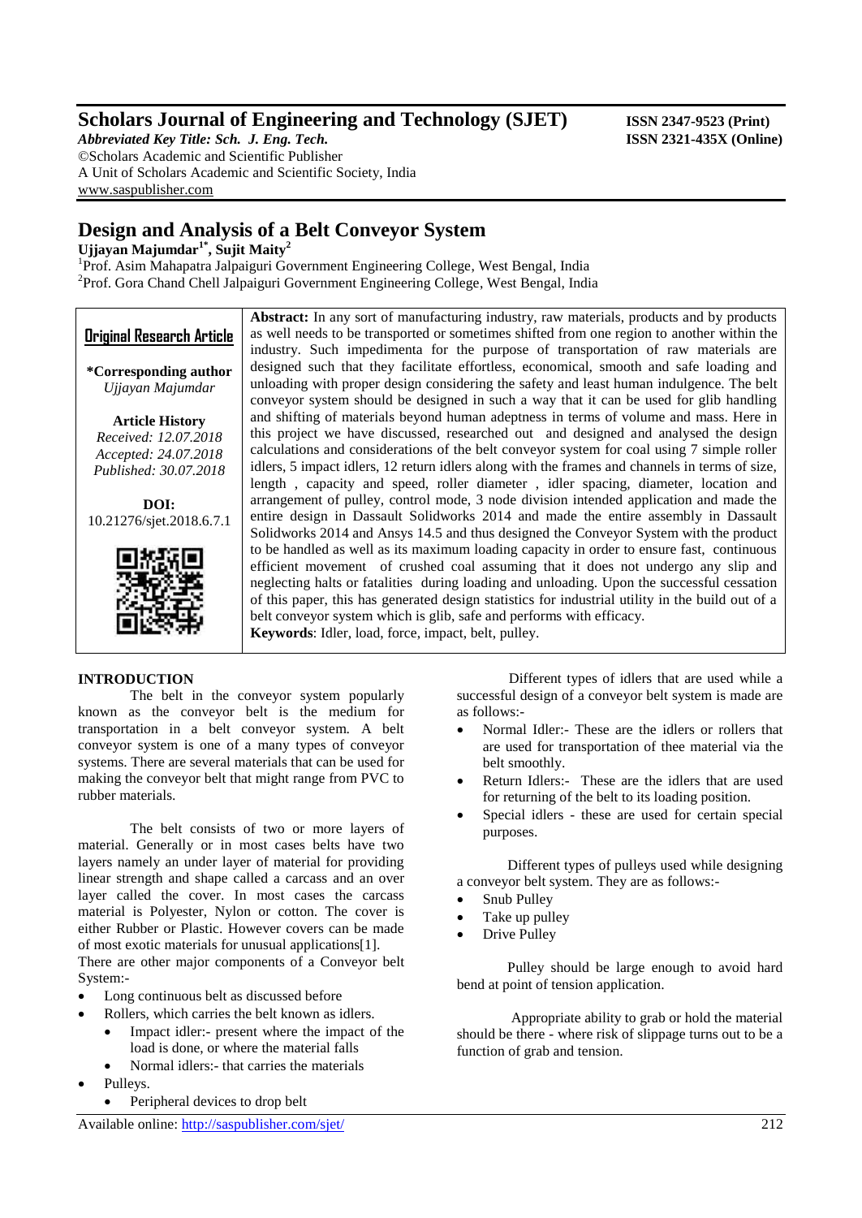# Scholars Journal of Engineering and Technology (SJET)

*Abbreviated Key Title: Sch. J. Eng. Tech.*

ISSN 2347-9523 (Print)
ISSN 2321-435X (Online)

©Scholars Academic and Scientific Publisher
A Unit of Scholars Academic and Scientific Society, India
www.saspublisher.com

# Design and Analysis of a Belt Conveyor System

**Ujjayan Majumdar[1*], Sujit Maity[2]**

[1]Prof. Asim Mahapatra Jalpaiguri Government Engineering College, West Bengal, India
[2]Prof. Gora Chand Chell Jalpaiguri Government Engineering College, West Bengal, India

**Original Research Article**

**\*Corresponding author**
*Ujjayan Majumdar*

**Article History**
*Received: 12.07.2018*
*Accepted: 24.07.2018*
*Published: 30.07.2018*

**DOI:**
10.21276/sjet.2018.6.7.1

**Abstract:** In any sort of manufacturing industry, raw materials, products and by products as well needs to be transported or sometimes shifted from one region to another within the industry. Such impedimenta for the purpose of transportation of raw materials are designed such that they facilitate effortless, economical, smooth and safe loading and unloading with proper design considering the safety and least human indulgence. The belt conveyor system should be designed in such a way that it can be used for glib handling and shifting of materials beyond human adeptness in terms of volume and mass. Here in this project we have discussed, researched out and designed and analysed the design calculations and considerations of the belt conveyor system for coal using 7 simple roller idlers, 5 impact idlers, 12 return idlers along with the frames and channels in terms of size, length , capacity and speed, roller diameter , idler spacing, diameter, location and arrangement of pulley, control mode, 3 node division intended application and made the entire design in Dassault Solidworks 2014 and made the entire assembly in Dassault Solidworks 2014 and Ansys 14.5 and thus designed the Conveyor System with the product to be handled as well as its maximum loading capacity in order to ensure fast, continuous efficient movement of crushed coal assuming that it does not undergo any slip and neglecting halts or fatalities during loading and unloading. Upon the successful cessation of this paper, this has generated design statistics for industrial utility in the build out of a belt conveyor system which is glib, safe and performs with efficacy.

**Keywords**: Idler, load, force, impact, belt, pulley.

## INTRODUCTION

The belt in the conveyor system popularly known as the conveyor belt is the medium for transportation in a belt conveyor system. A belt conveyor system is one of a many types of conveyor systems. There are several materials that can be used for making the conveyor belt that might range from PVC to rubber materials.

The belt consists of two or more layers of material. Generally or in most cases belts have two layers namely an under layer of material for providing linear strength and shape called a carcass and an over layer called the cover. In most cases the carcass material is Polyester, Nylon or cotton. The cover is either Rubber or Plastic. However covers can be made of most exotic materials for unusual applications[1].

There are other major components of a Conveyor belt System:-

- Long continuous belt as discussed before
- Rollers, which carries the belt known as idlers.
  - Impact idler:- present where the impact of the load is done, or where the material falls
  - Normal idlers:- that carries the materials
- Pulleys.
  - Peripheral devices to drop belt

Different types of idlers that are used while a successful design of a conveyor belt system is made are as follows:-

- Normal Idler:- These are the idlers or rollers that are used for transportation of thee material via the belt smoothly.
- Return Idlers:- These are the idlers that are used for returning of the belt to its loading position.
- Special idlers - these are used for certain special purposes.

Different types of pulleys used while designing a conveyor belt system. They are as follows:-

- Snub Pulley
- Take up pulley
- Drive Pulley

Pulley should be large enough to avoid hard bend at point of tension application.

Appropriate ability to grab or hold the material should be there - where risk of slippage turns out to be a function of grab and tension.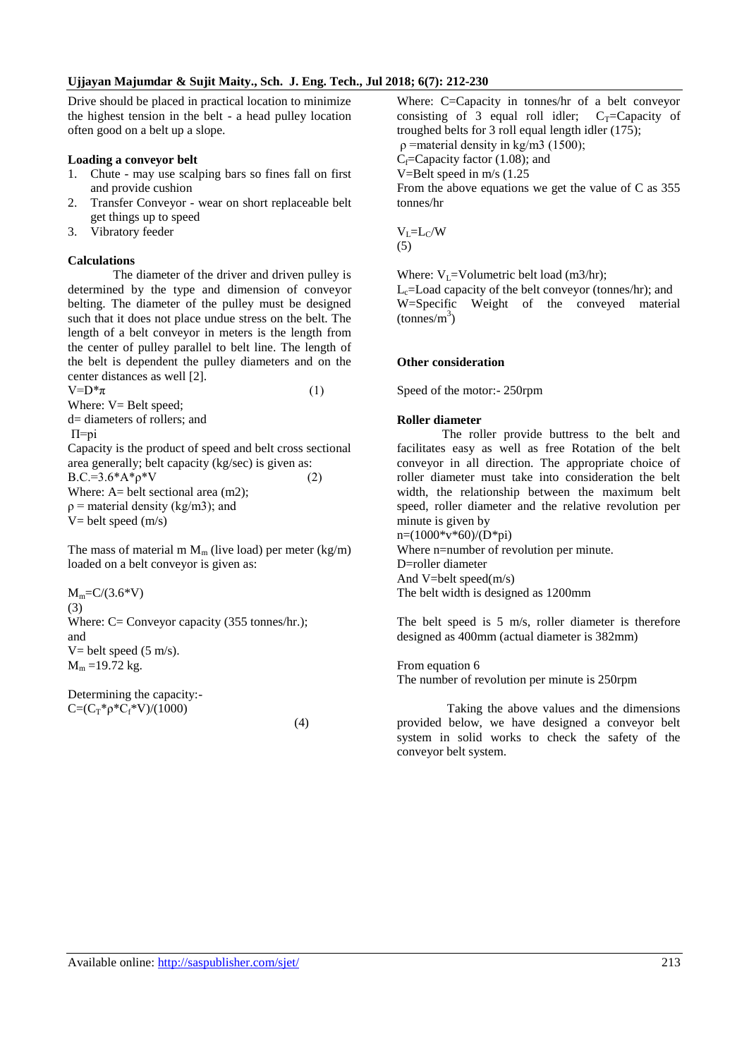Drive should be placed in practical location to minimize the highest tension in the belt - a head pulley location often good on a belt up a slope.

**Loading a conveyor belt**

1. Chute - may use scalping bars so fines fall on first and provide cushion
2. Transfer Conveyor - wear on short replaceable belt get things up to speed
3. Vibratory feeder

**Calculations**

The diameter of the driver and driven pulley is determined by the type and dimension of conveyor belting. The diameter of the pulley must be designed such that it does not place undue stress on the belt. The length of a belt conveyor in meters is the length from the center of pulley parallel to belt line. The length of the belt is dependent the pulley diameters and on the center distances as well [2].

$$V=D*\pi \quad (1)$$

Where: V= Belt speed;
d= diameters of rollers; and
$\Pi$=pi

Capacity is the product of speed and belt cross sectional area generally; belt capacity (kg/sec) is given as:

$$B.C.=3.6*A*\rho*V \quad (2)$$

Where: A= belt sectional area (m2);
$\rho$ = material density (kg/m3); and
V= belt speed (m/s)

The mass of material m $M_m$ (live load) per meter (kg/m) loaded on a belt conveyor is given as:

$$M_m=C/(3.6*V) \quad (3)$$

Where: C= Conveyor capacity (355 tonnes/hr.); and
V= belt speed (5 m/s).
$M_m$ =19.72 kg.

Determining the capacity:-

$$C=(C_T*\rho*C_f*V)/(1000) \quad (4)$$

Where: C=Capacity in tonnes/hr of a belt conveyor consisting of 3 equal roll idler; $C_T$=Capacity of troughed belts for 3 roll equal length idler (175);
$\rho$ =material density in kg/m3 (1500);
$C_f$=Capacity factor (1.08); and
V=Belt speed in m/s (1.25

From the above equations we get the value of C as 355 tonnes/hr

$$V_L=L_C/W \quad (5)$$

Where: $V_L$=Volumetric belt load (m3/hr);
$L_c$=Load capacity of the belt conveyor (tonnes/hr); and
W=Specific Weight of the conveyed material (tonnes/$m^3$)

**Other consideration**

Speed of the motor:- 250rpm

**Roller diameter**

The roller provide buttress to the belt and facilitates easy as well as free Rotation of the belt conveyor in all direction. The appropriate choice of roller diameter must take into consideration the belt width, the relationship between the maximum belt speed, roller diameter and the relative revolution per minute is given by

$$n=(1000*v*60)/(D*pi)$$

Where n=number of revolution per minute.
D=roller diameter
And V=belt speed(m/s)
The belt width is designed as 1200mm

The belt speed is 5 m/s, roller diameter is therefore designed as 400mm (actual diameter is 382mm)

From equation 6
The number of revolution per minute is 250rpm

Taking the above values and the dimensions provided below, we have designed a conveyor belt system in solid works to check the safety of the conveyor belt system.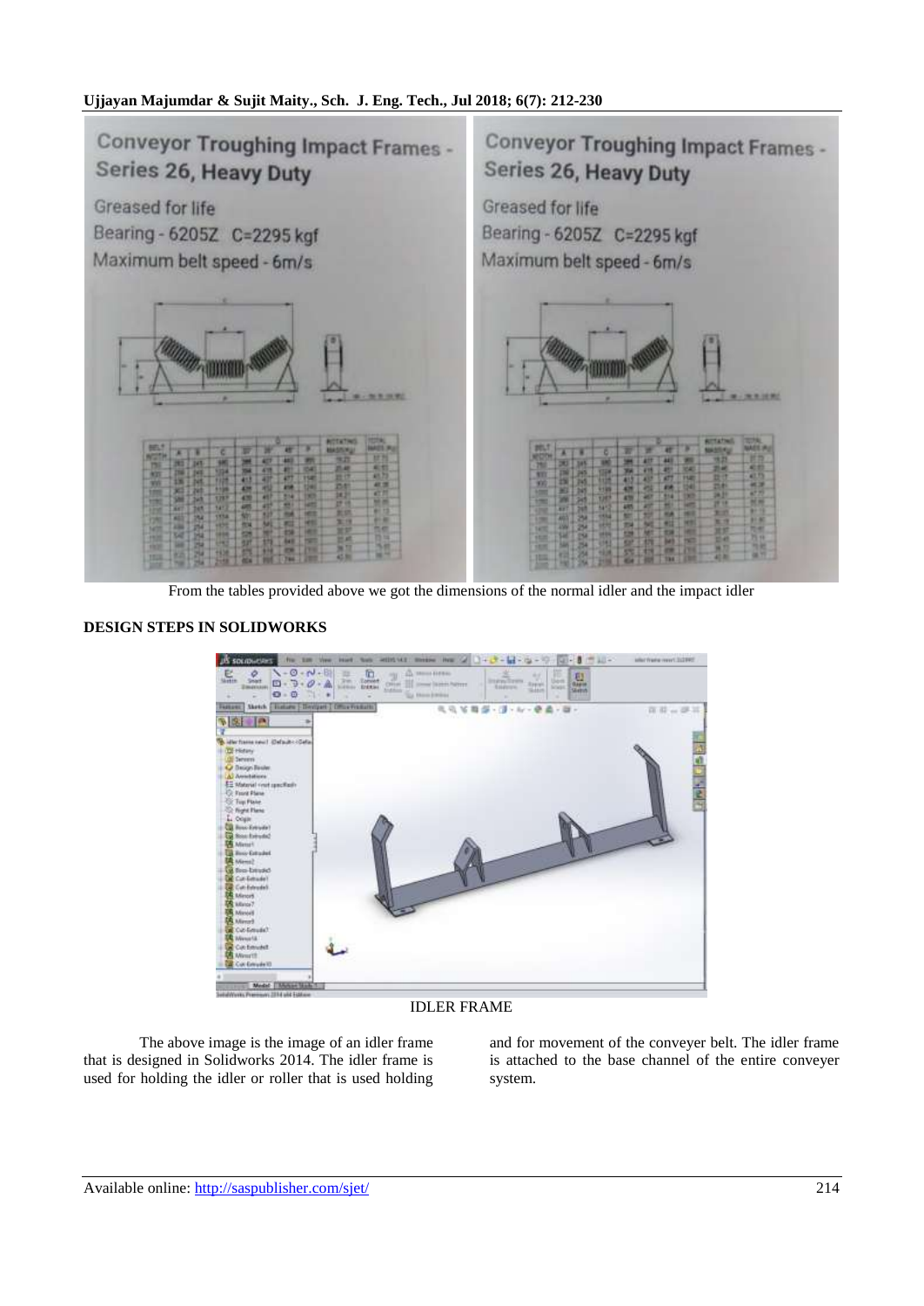Conveyor Troughing Impact Frames - Series 26, Heavy Duty

Greased for life

Bearing - 6205Z C=2295 kgf

Maximum belt speed - 6m/s

Conveyor Troughing Impact Frames - Series 26, Heavy Duty

Greased for life

Bearing - 6205Z C=2295 kgf

Maximum belt speed - 6m/s

From the tables provided above we got the dimensions of the normal idler and the impact idler

## DESIGN STEPS IN SOLIDWORKS

IDLER FRAME

The above image is the image of an idler frame that is designed in Solidworks 2014. The idler frame is used for holding the idler or roller that is used holding and for movement of the conveyer belt. The idler frame is attached to the base channel of the entire conveyer system.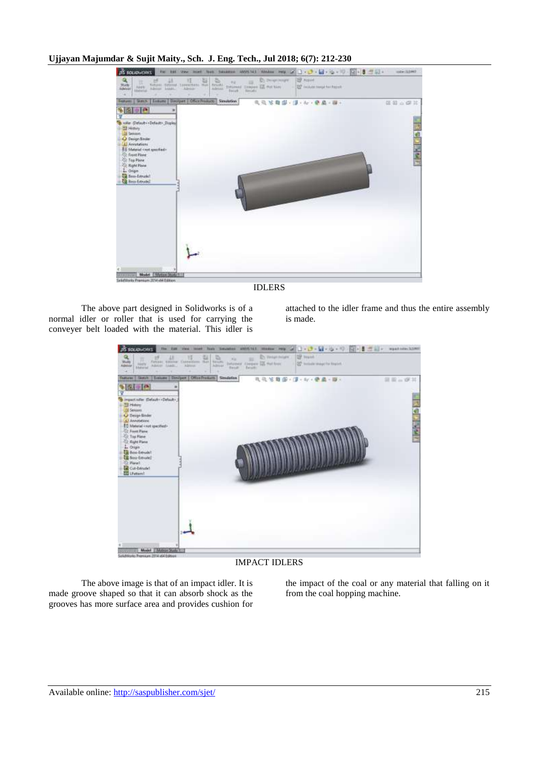IDLERS

The above part designed in Solidworks is of a normal idler or roller that is used for carrying the conveyer belt loaded with the material. This idler is attached to the idler frame and thus the entire assembly is made.

IMPACT IDLERS

The above image is that of an impact idler. It is made groove shaped so that it can absorb shock as the grooves has more surface area and provides cushion for the impact of the coal or any material falling on it from the coal hopping machine.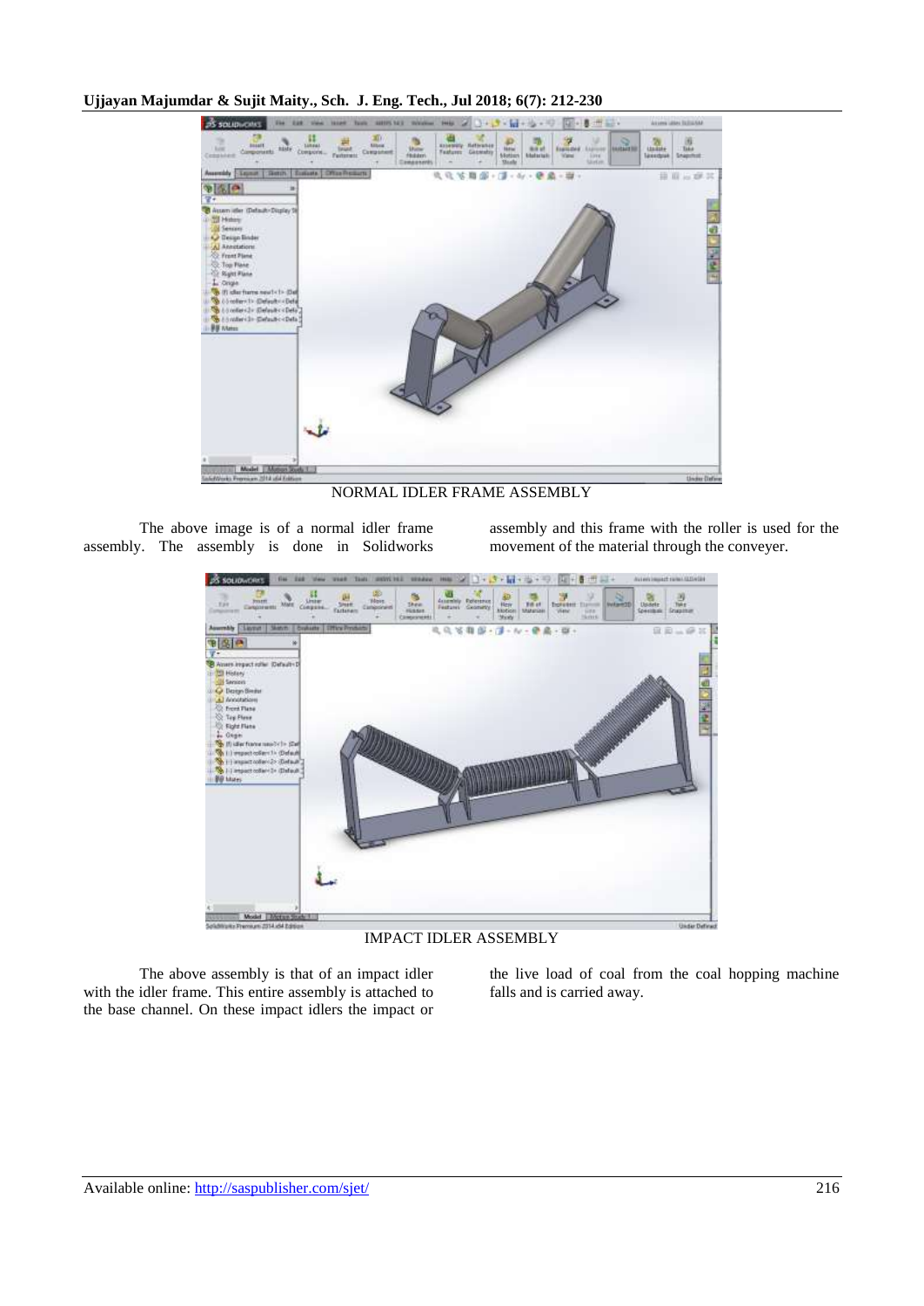NORMAL IDLER FRAME ASSEMBLY

The above image is of a normal idler frame assembly. The assembly is done in Solidworks assembly and this frame with the roller is used for the movement of the material through the conveyer.

IMPACT IDLER ASSEMBLY

The above assembly is that of an impact idler with the idler frame. This entire assembly is attached to the base channel. On these impact idlers the impact or the live load of coal from the coal hopping machine falls and is carried away.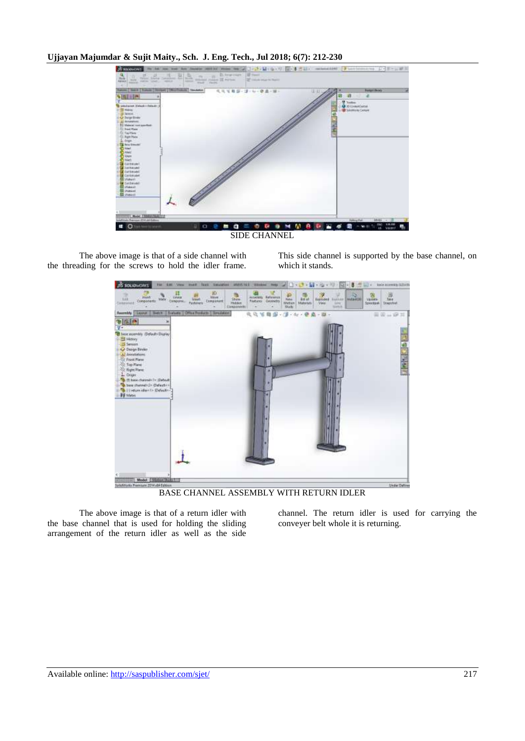SIDE CHANNEL

The above image is that of a side channel with the threading for the screws to hold the idler frame. This side channel is supported by the base channel, on which it stands.

BASE CHANNEL ASSEMBLY WITH RETURN IDLER

The above image is that of a return idler with the base channel that is used for holding the sliding arrangement of the return idler as well as the side channel. The return idler is used for carrying the conveyer belt whole it is returning.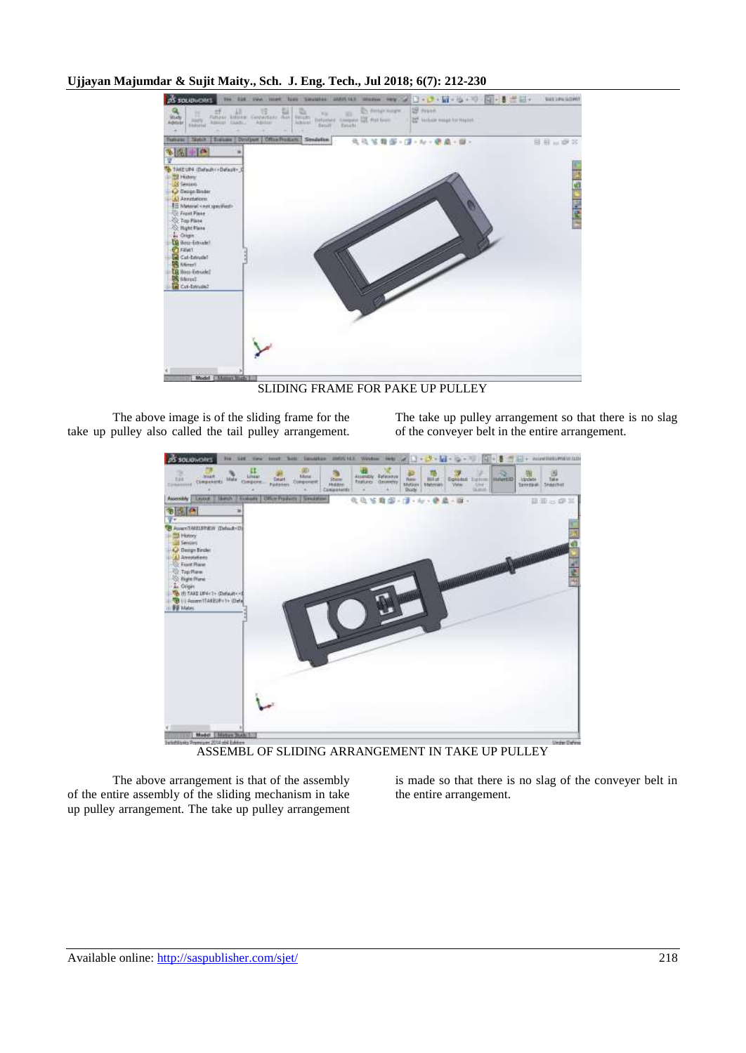SLIDING FRAME FOR PAKE UP PULLEY

The above image is of the sliding frame for the take up pulley also called the tail pulley arrangement. The take up pulley arrangement so that there is no slag of the conveyer belt in the entire arrangement.

ASSEMBL OF SLIDING ARRANGEMENT IN TAKE UP PULLEY

The above arrangement is that of the assembly of the entire assembly of the sliding mechanism in take up pulley arrangement. The take up pulley arrangement is made so that there is no slag of the conveyer belt in the entire arrangement.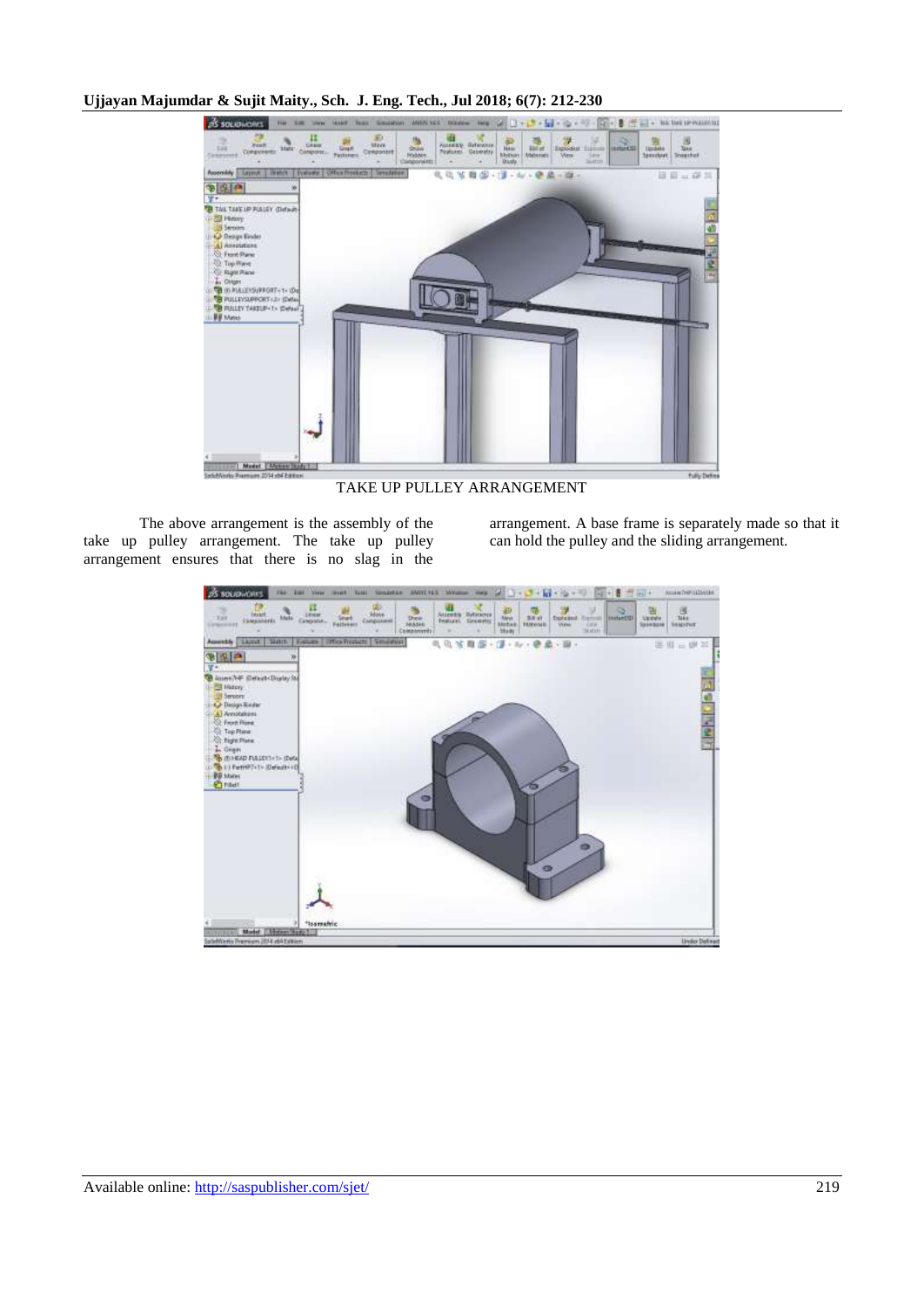TAKE UP PULLEY ARRANGEMENT

The above arrangement is the assembly of the take up pulley arrangement. The take up pulley arrangement ensures that there is no slag in the arrangement. A base frame is separately made so that it can hold the pulley and the sliding arrangement.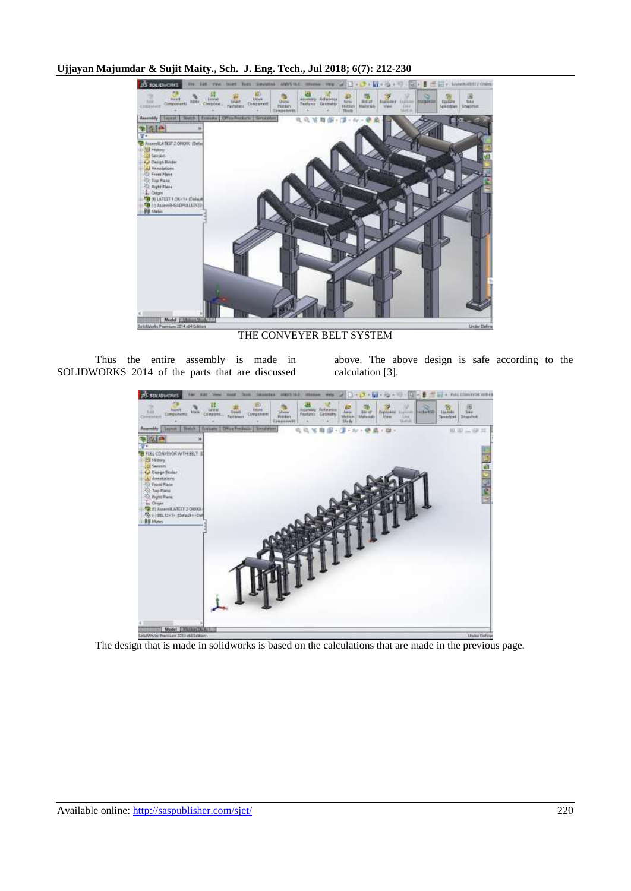THE CONVEYER BELT SYSTEM

Thus the entire assembly is made in SOLIDWORKS 2014 of the parts that are discussed above. The above design is safe according to the calculation [3].

The design that is made in solidworks is based on the calculations that are made in the previous page.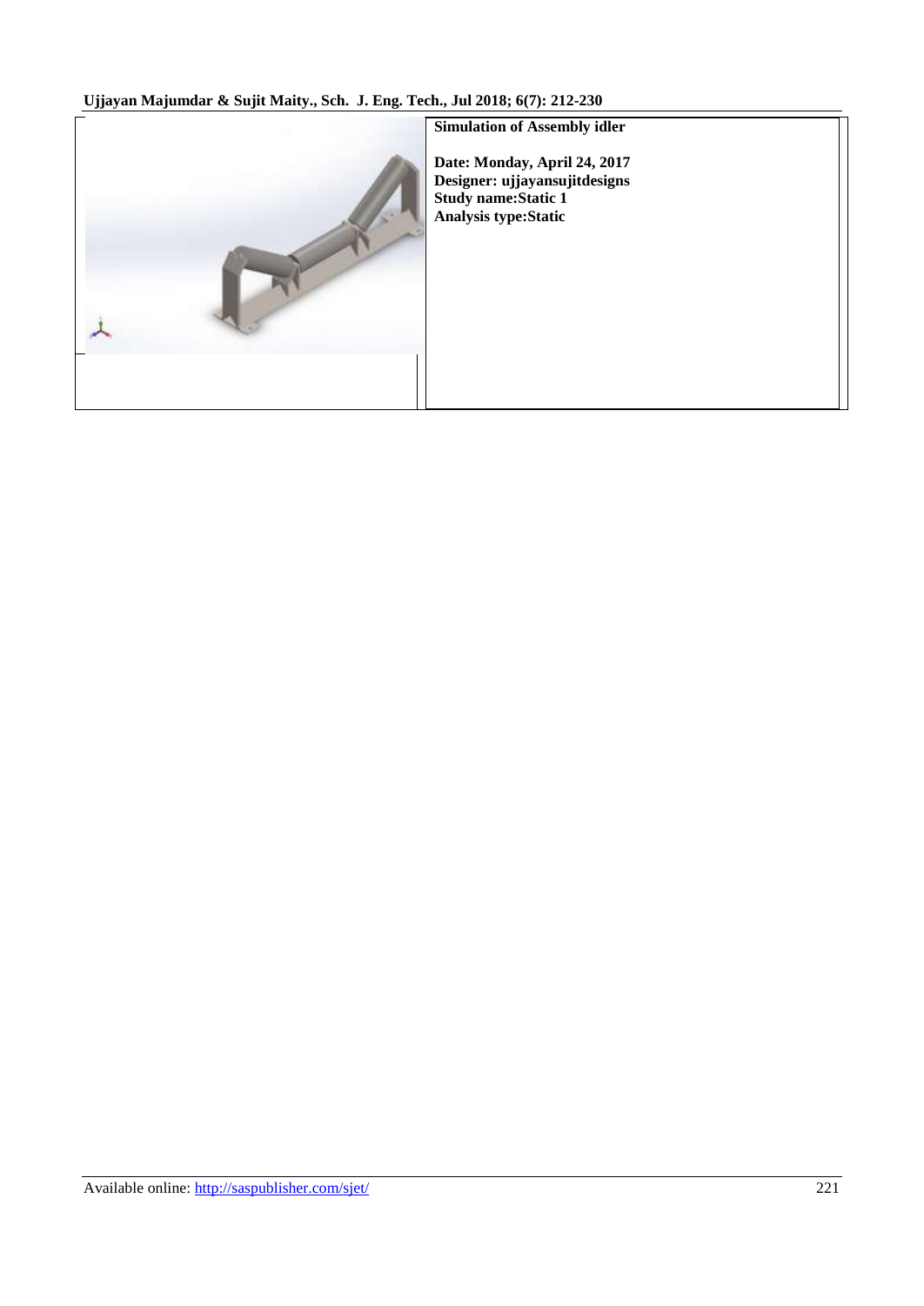| | Simulation of Assembly idler<br><br>Date: Monday, April 24, 2017<br>Designer: ujjayansujitdesigns<br>Study name:Static 1<br>Analysis type:Static |
|---|---|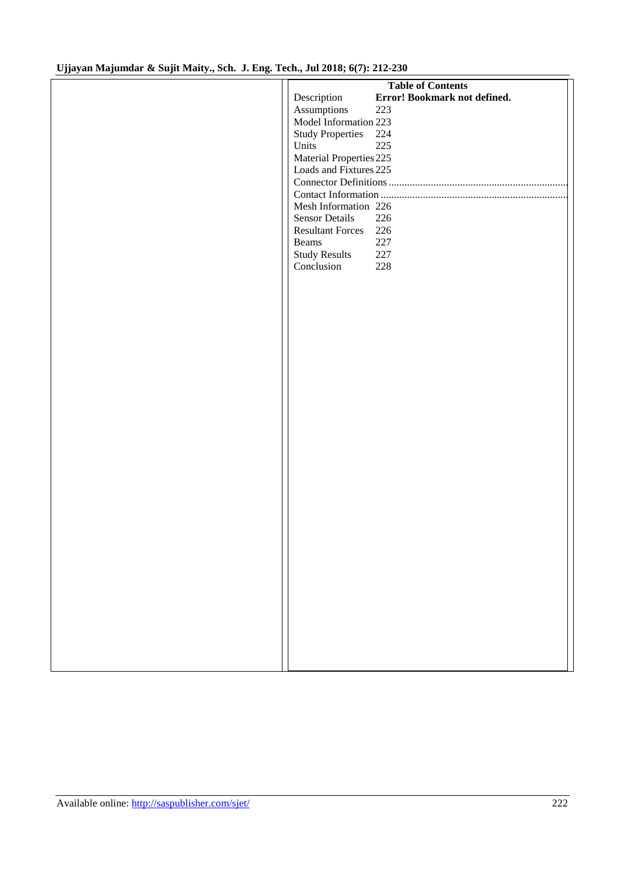**Table of Contents**

| | |
|---|---|
| Description | **Error! Bookmark not defined.** |
| Assumptions | 223 |
| Model Information | 223 |
| Study Properties | 224 |
| Units | 225 |
| Material Properties | 225 |
| Loads and Fixtures | 225 |
| Connector Definitions | .................................................................. |
| Contact Information | .................................................................. |
| Mesh Information | 226 |
| Sensor Details | 226 |
| Resultant Forces | 226 |
| Beams | 227 |
| Study Results | 227 |
| Conclusion | 228 |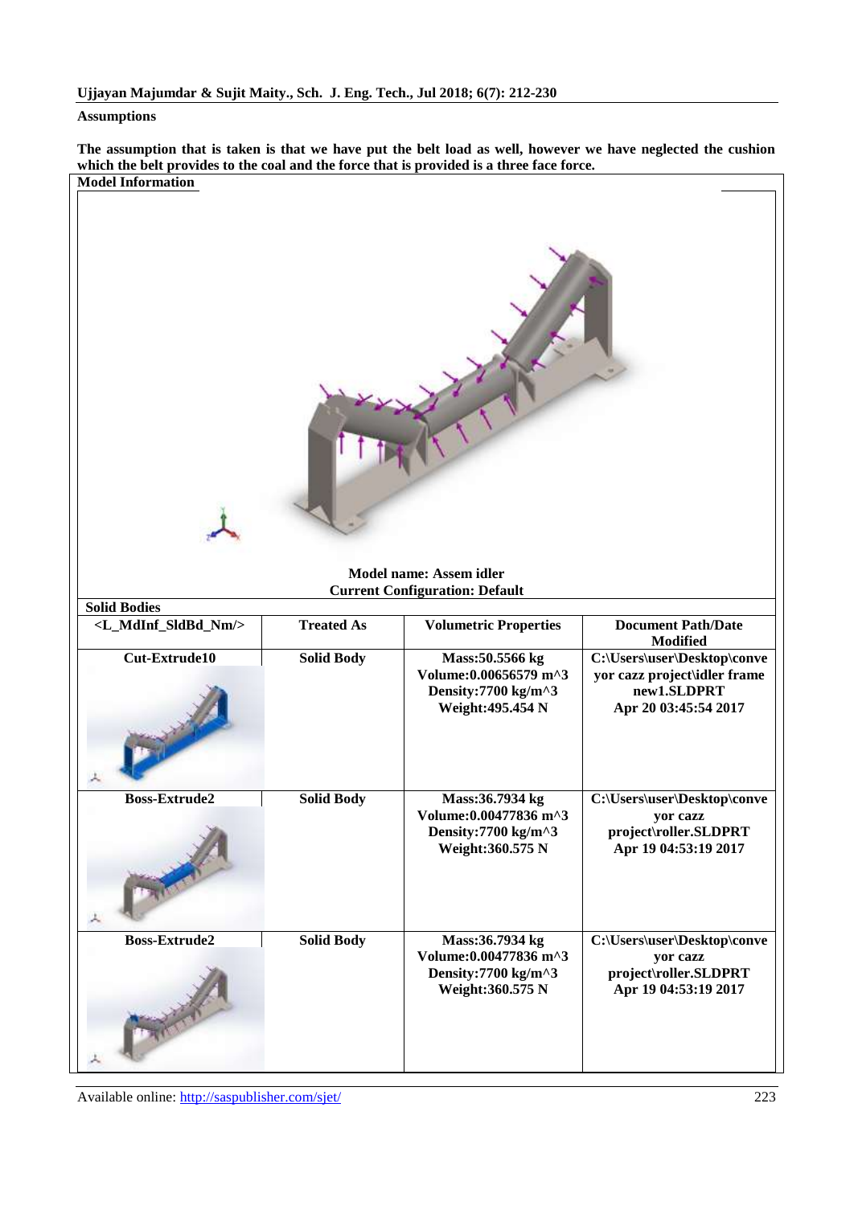**Assumptions**

**The assumption that is taken is that we have put the belt load as well, however we have neglected the cushion which the belt provides to the coal and the force that is provided is a three face force.**

**Model Information**

**Model name: Assem idler**
**Current Configuration: Default**

**Solid Bodies**

| <L_MdInf_SldBd_Nm/> | Treated As | Volumetric Properties | Document Path/Date Modified |
|---|---|---|---|
| Cut-Extrude10 | Solid Body | Mass:50.5566 kg<br>Volume:0.00656579 m^3<br>Density:7700 kg/m^3<br>Weight:495.454 N | C:\Users\user\Desktop\conveyor cazz project\idler frame new1.SLDPRT<br>Apr 20 03:45:54 2017 |
| Boss-Extrude2 | Solid Body | Mass:36.7934 kg<br>Volume:0.00477836 m^3<br>Density:7700 kg/m^3<br>Weight:360.575 N | C:\Users\user\Desktop\conveyor cazz project\roller.SLDPRT<br>Apr 19 04:53:19 2017 |
| Boss-Extrude2 | Solid Body | Mass:36.7934 kg<br>Volume:0.00477836 m^3<br>Density:7700 kg/m^3<br>Weight:360.575 N | C:\Users\user\Desktop\conveyor cazz project\roller.SLDPRT<br>Apr 19 04:53:19 2017 |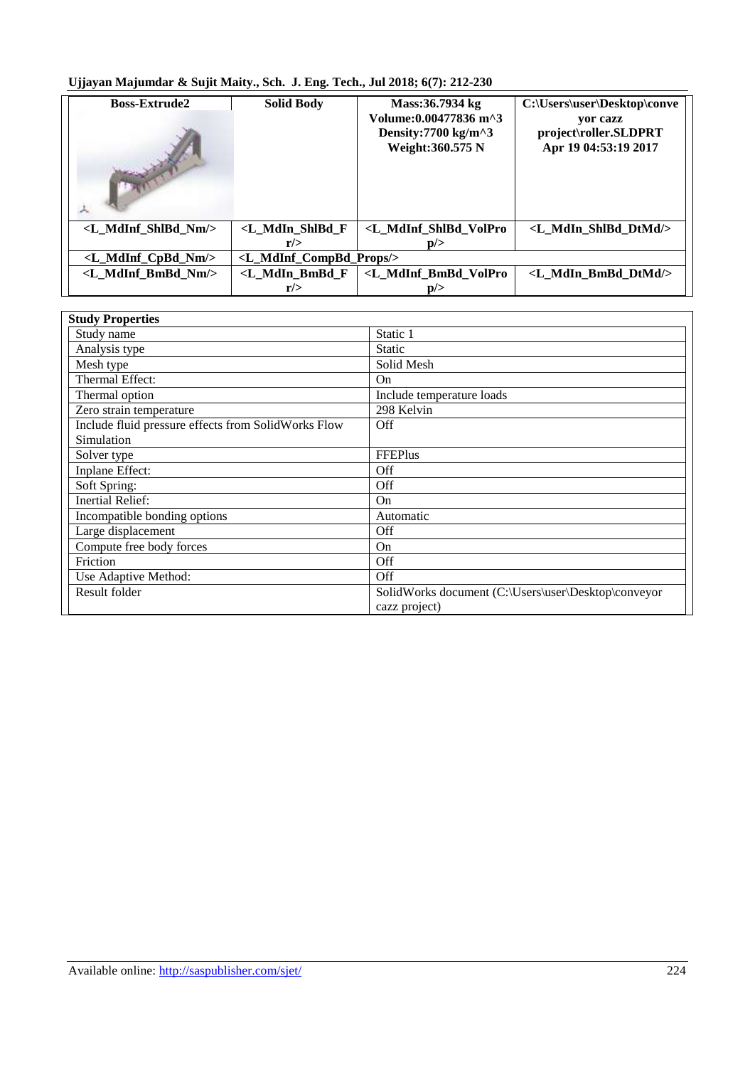| Boss-Extrude2 | Solid Body | Mass:36.7934 kg Volume:0.00477836 m^3 Density:7700 kg/m^3 Weight:360.575 N | C:\Users\user\Desktop\conveyor cazz project\roller.SLDPRT Apr 19 04:53:19 2017 |
|---|---|---|---|
| <L_MdInf_ShlBd_Nm/> | <L_MdIn_ShlBd_Fr/> | <L_MdInf_ShlBd_VolProp/> | <L_MdIn_ShlBd_DtMd/> |
| <L_MdInf_CpBd_Nm/> | <L_MdInf_CompBd_Props/> | | |
| <L_MdInf_BmBd_Nm/> | <L_MdIn_BmBd_Fr/> | <L_MdInf_BmBd_VolProp/> | <L_MdIn_BmBd_DtMd/> |

| Study Properties | |
|---|---|
| Study name | Static 1 |
| Analysis type | Static |
| Mesh type | Solid Mesh |
| Thermal Effect: | On |
| Thermal option | Include temperature loads |
| Zero strain temperature | 298 Kelvin |
| Include fluid pressure effects from SolidWorks Flow Simulation | Off |
| Solver type | FFEPlus |
| Inplane Effect: | Off |
| Soft Spring: | Off |
| Inertial Relief: | On |
| Incompatible bonding options | Automatic |
| Large displacement | Off |
| Compute free body forces | On |
| Friction | Off |
| Use Adaptive Method: | Off |
| Result folder | SolidWorks document (C:\Users\user\Desktop\conveyor cazz project) |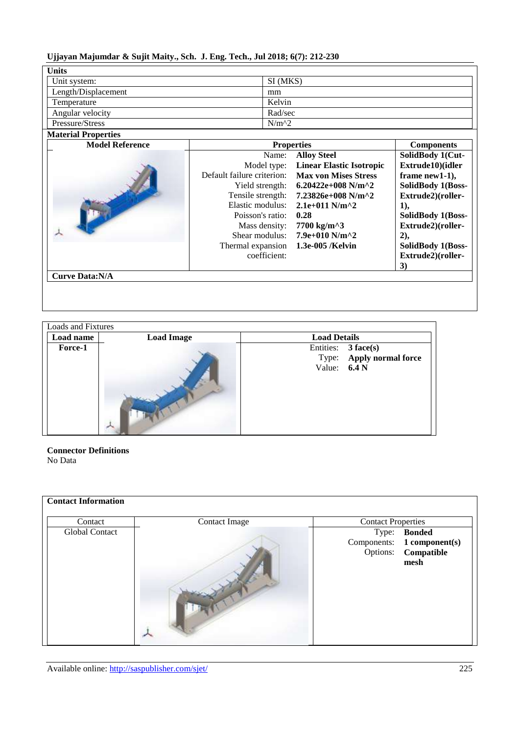| Units | |
|---|---|
| Unit system: | SI (MKS) |
| Length/Displacement | mm |
| Temperature | Kelvin |
| Angular velocity | Rad/sec |
| Pressure/Stress | N/m^2 |

**Material Properties**

| Model Reference | Properties | Components |
|---|---|---|
| | Name: **Alloy Steel**<br>Model type: **Linear Elastic Isotropic**<br>Default failure criterion: **Max von Mises Stress**<br>Yield strength: **6.20422e+008 N/m^2**<br>Tensile strength: **7.23826e+008 N/m^2**<br>Elastic modulus: **2.1e+011 N/m^2**<br>Poisson's ratio: **0.28**<br>Mass density: **7700 kg/m^3**<br>Shear modulus: **7.9e+010 N/m^2**<br>Thermal expansion coefficient: **1.3e-005 /Kelvin** | **SolidBody 1(Cut-Extrude10)(idler frame new1-1), SolidBody 1(Boss-Extrude2)(roller-1), SolidBody 1(Boss-Extrude2)(roller-2), SolidBody 1(Boss-Extrude2)(roller-3)** |

**Curve Data:N/A**

Loads and Fixtures

| Load name | Load Image | Load Details |
|---|---|---|
| **Force-1** | | Entities: **3 face(s)**<br>Type: **Apply normal force**<br>Value: **6.4 N** |

**Connector Definitions**

No Data

**Contact Information**

| Contact | Contact Image | Contact Properties |
|---|---|---|
| Global Contact | | Type: **Bonded**<br>Components: **1 component(s)**<br>Options: **Compatible mesh** |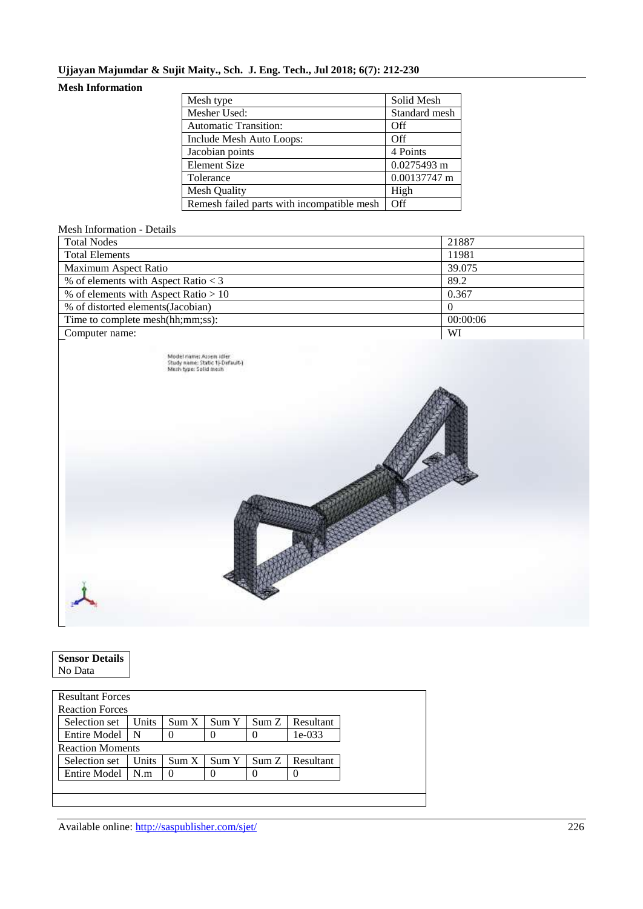**Mesh Information**

| Mesh type | Solid Mesh |
|---|---|
| Mesher Used: | Standard mesh |
| Automatic Transition: | Off |
| Include Mesh Auto Loops: | Off |
| Jacobian points | 4 Points |
| Element Size | 0.0275493 m |
| Tolerance | 0.00137747 m |
| Mesh Quality | High |
| Remesh failed parts with incompatible mesh | Off |

Mesh Information - Details

| Total Nodes | 21887 |
|---|---|
| Total Elements | 11981 |
| Maximum Aspect Ratio | 39.075 |
| % of elements with Aspect Ratio < 3 | 89.2 |
| % of elements with Aspect Ratio > 10 | 0.367 |
| % of distorted elements(Jacobian) | 0 |
| Time to complete mesh(hh;mm;ss): | 00:00:06 |
| Computer name: | WI |

| Sensor Details |
|---|
| No Data |

Resultant Forces

Reaction Forces

| Selection set | Units | Sum X | Sum Y | Sum Z | Resultant |
|---|---|---|---|---|---|
| Entire Model | N | 0 | 0 | 0 | 1e-033 |

Reaction Moments

| Selection set | Units | Sum X | Sum Y | Sum Z | Resultant |
|---|---|---|---|---|---|
| Entire Model | N.m | 0 | 0 | 0 | 0 |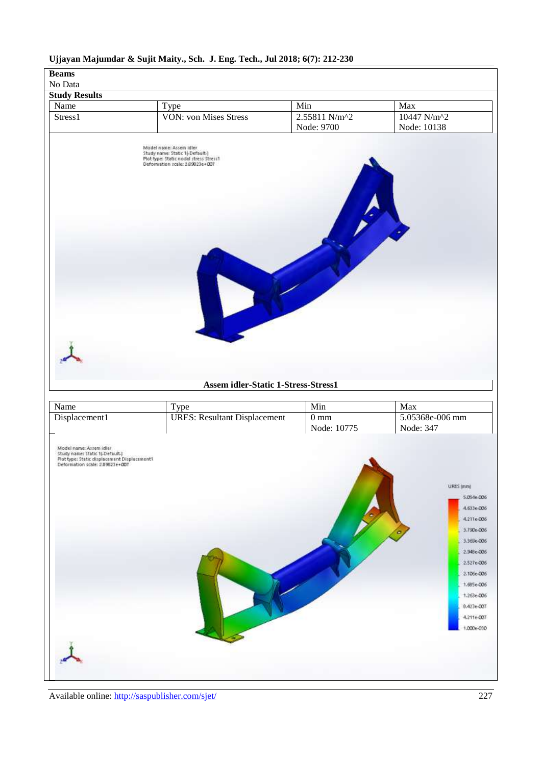**Beams**

No Data

**Study Results**

| Name | Type | Min | Max |
|---|---|---|---|
| Stress1 | VON: von Mises Stress | 2.55811 N/m^2<br>Node: 9700 | 10447 N/m^2<br>Node: 10138 |

Model name: Assem idler
Study name: Static 1(-Default-)
Plot type: Static nodal stress Stress1
Deformation scale: 2.89823e+007

**Assem idler-Static 1-Stress-Stress1**

| Name | Type | Min | Max |
|---|---|---|---|
| Displacement1 | URES: Resultant Displacement | 0 mm<br>Node: 10775 | 5.05368e-006 mm<br>Node: 347 |

Model name: Assem idler
Study name: Static 1(-Default-)
Plot type: Static displacement Displacement1
Deformation scale: 2.89823e+007

URES (mm)
5.054e-006
4.633e-006
4.211e-006
3.790e-006
3.369e-006
2.948e-006
2.527e-006
2.106e-006
1.685e-006
1.263e-006
8.423e-007
4.211e-007
1.000e-030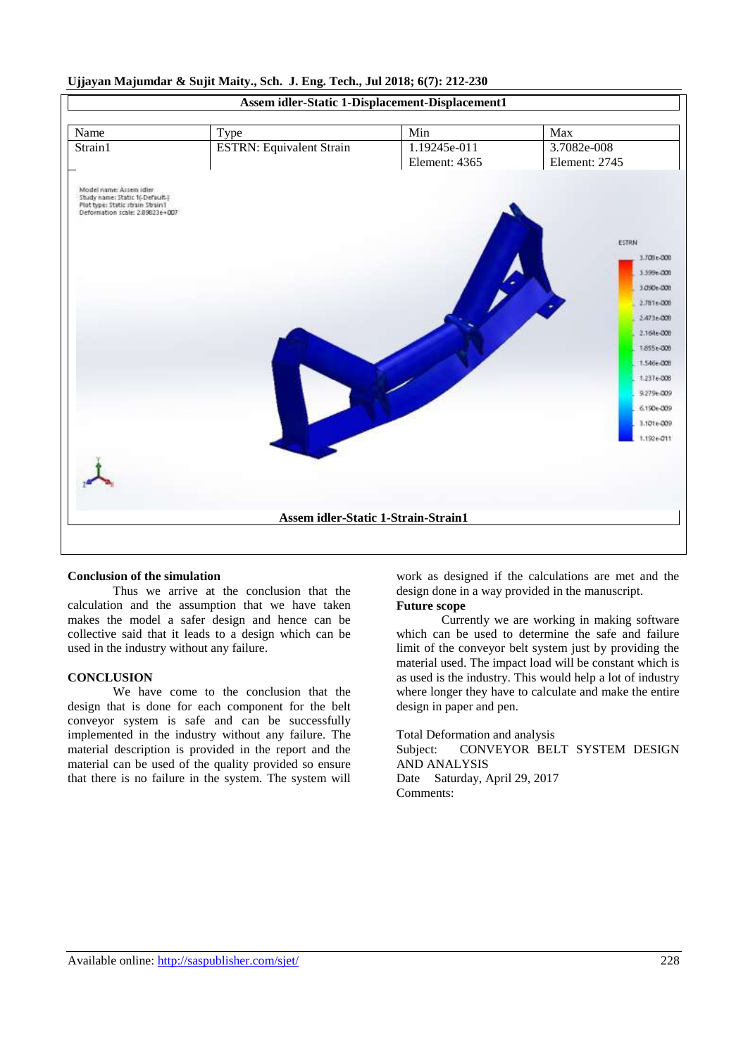Assem idler-Static 1-Displacement-Displacement1

| Name | Type | Min | Max |
|---|---|---|---|
| Strain1 | ESTRN: Equivalent Strain | 1.19245e-011 Element: 4365 | 3.7082e-008 Element: 2745 |

Assem idler-Static 1-Strain-Strain1

**Conclusion of the simulation**

Thus we arrive at the conclusion that the calculation and the assumption that we have taken makes the model a safer design and hence can be collective said that it leads to a design which can be used in the industry without any failure.

**CONCLUSION**

We have come to the conclusion that the design that is done for each component for the belt conveyor system is safe and can be successfully implemented in the industry without any failure. The material description is provided in the report and the material can be used of the quality provided so ensure that there is no failure in the system. The system will work as designed if the calculations are met and the design done in a way provided in the manuscript.

**Future scope**

Currently we are working in making software which can be used to determine the safe and failure limit of the conveyor belt system just by providing the material used. The impact load will be constant which is as used is the industry. This would help a lot of industry where longer they have to calculate and make the entire design in paper and pen.

Total Deformation and analysis
Subject: CONVEYOR BELT SYSTEM DESIGN AND ANALYSIS
Date Saturday, April 29, 2017
Comments: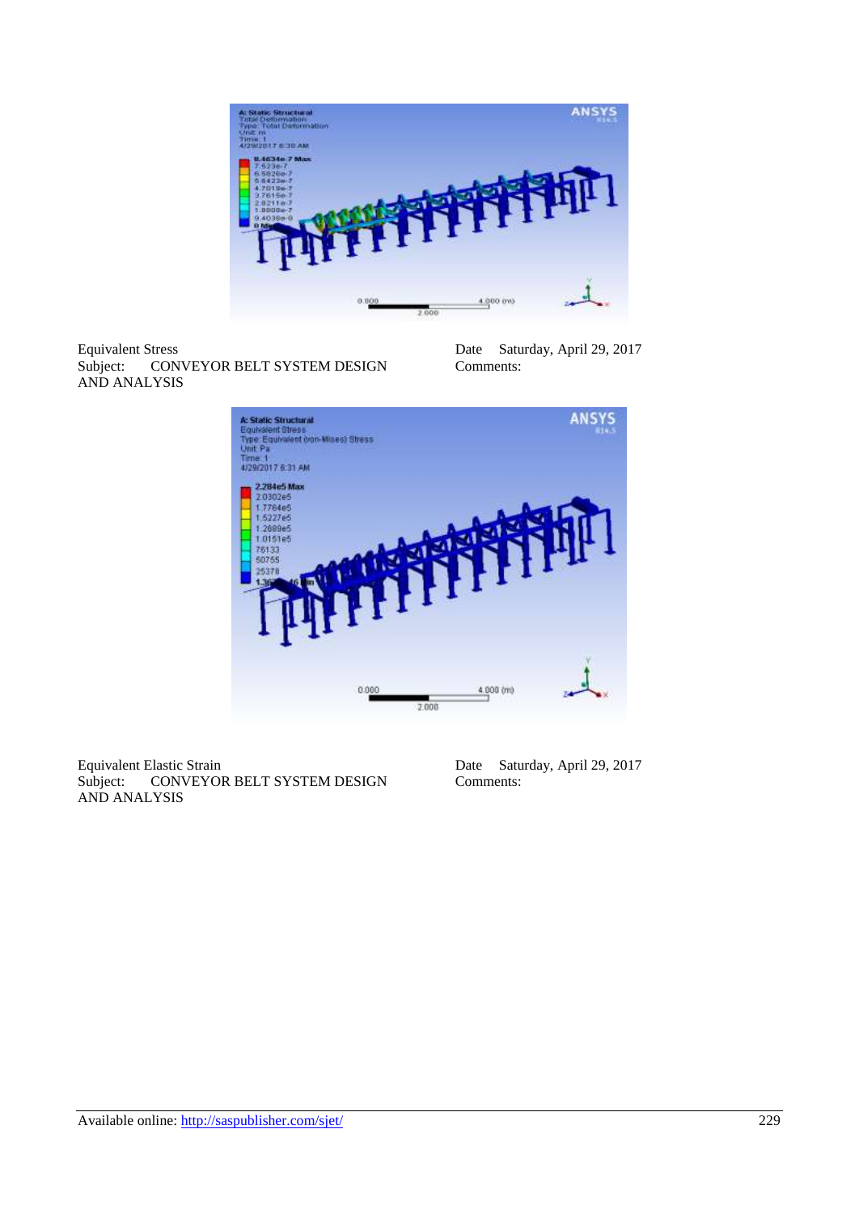Equivalent Stress
Subject: CONVEYOR BELT SYSTEM DESIGN AND ANALYSIS

Date Saturday, April 29, 2017
Comments:

Equivalent Elastic Strain
Subject: CONVEYOR BELT SYSTEM DESIGN AND ANALYSIS

Date Saturday, April 29, 2017
Comments: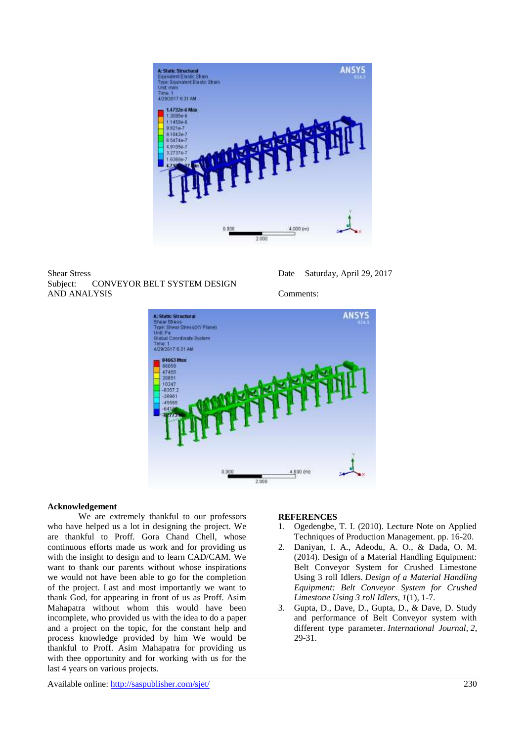A: Static Structural
Equivalent Elastic Strain
Type: Equivalent Elastic Strain
Unit: m/m
Time: 1
4/29/2017 6:31 AM

1.4732e-6 Max
1.3095e-6
1.1458e-6
9.821e-7
8.1842e-7
6.5474e-7
4.9105e-7
3.2737e-7
1.6368e-7
4.71...e-... Min

ANSYS
R14.5

0.000
2.000
4.000 (m)

Shear Stress
Subject: CONVEYOR BELT SYSTEM DESIGN AND ANALYSIS

Date Saturday, April 29, 2017

Comments:

A: Static Structural
Shear Stress
Type: Shear Stress(XY Plane)
Unit: Pa
Global Coordinate System
Time: 1
4/29/2017 6:31 AM

84663 Max
66059
47455
28851
10247
-8357.2
-26961
-45565
-64169
-82773 Min

ANSYS
R14.5

0.000
2.000
4.000 (m)

**Acknowledgement**

We are extremely thankful to our professors who have helped us a lot in designing the project. We are thankful to Proff. Gora Chand Chell, whose continuous efforts made us work and for providing us with the insight to design and to learn CAD/CAM. We want to thank our parents without whose inspirations we would not have been able to go for the completion of the project. Last and most importantly we want to thank God, for appearing in front of us as Proff. Asim Mahapatra without whom this would have been incomplete, who provided us with the idea to do a paper and a project on the topic, for the constant help and process knowledge provided by him We would be thankful to Proff. Asim Mahapatra for providing us with thee opportunity and for working with us for the last 4 years on various projects.

**REFERENCES**

1. Ogedengbe, T. I. (2010). Lecture Note on Applied Techniques of Production Management. pp. 16-20.
2. Daniyan, I. A., Adeodu, A. O., & Dada, O. M. (2014). Design of a Material Handling Equipment: Belt Conveyor System for Crushed Limestone Using 3 roll Idlers. *Design of a Material Handling Equipment: Belt Conveyor System for Crushed Limestone Using 3 roll Idlers*, *1*(1), 1-7.
3. Gupta, D., Dave, D., Gupta, D., & Dave, D. Study and performance of Belt Conveyor system with different type parameter. *International Journal*, *2*, 29-31.